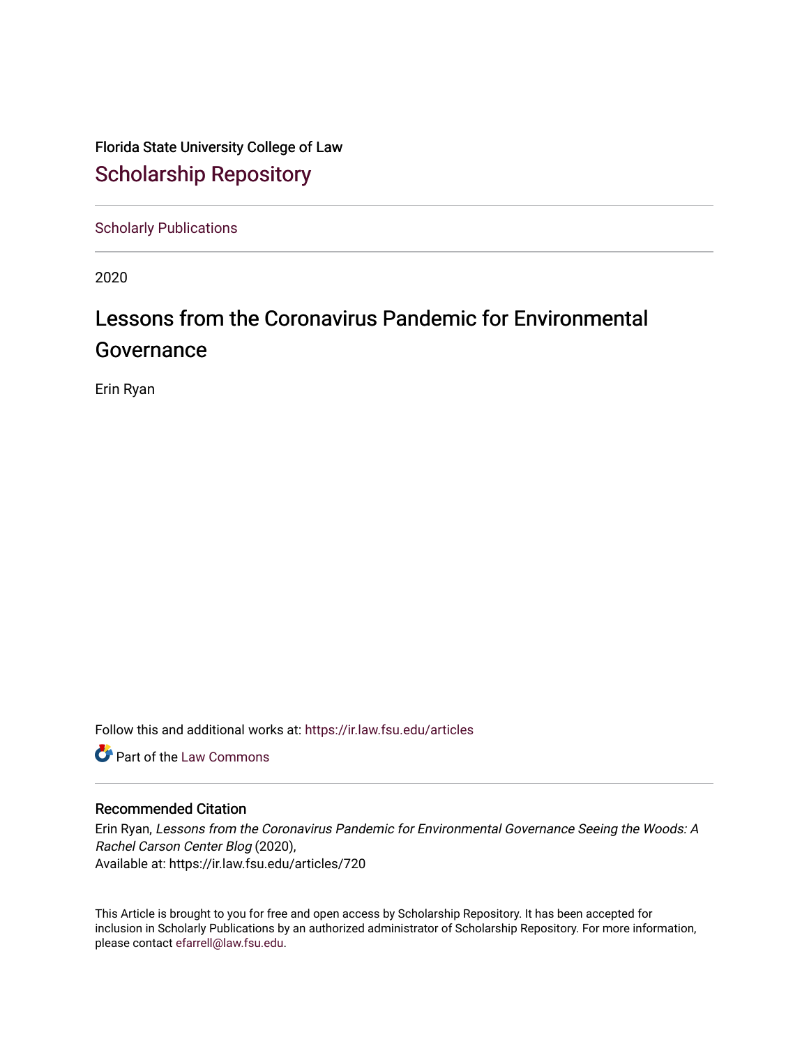Florida State University College of Law

# Scholarship Repository

Scholarly Publications

2020

## Lessons from the Coronavirus Pandemic for Environmental Governance

Erin Ryan

Follow this and additional works at: https://ir.law.fsu.edu/articles

Part of the Law Commons

### Recommended Citation

Erin Ryan, *Lessons from the Coronavirus Pandemic for Environmental Governance Seeing the Woods: A Rachel Carson Center Blog* (2020),
Available at: https://ir.law.fsu.edu/articles/720

This Article is brought to you for free and open access by Scholarship Repository. It has been accepted for inclusion in Scholarly Publications by an authorized administrator of Scholarship Repository. For more information, please contact efarrell@law.fsu.edu.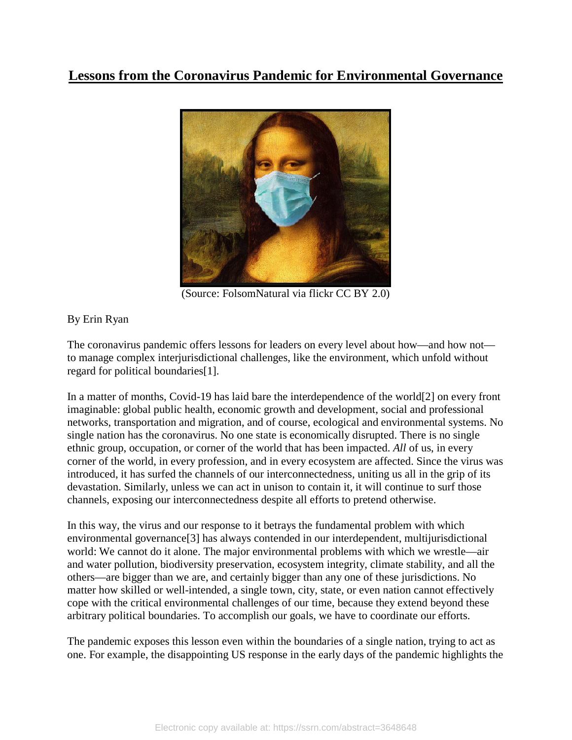# Lessons from the Coronavirus Pandemic for Environmental Governance

(Source: FolsomNatural via flickr CC BY 2.0)

By Erin Ryan

The coronavirus pandemic offers lessons for leaders on every level about how—and how not—to manage complex interjurisdictional challenges, like the environment, which unfold without regard for political boundaries[1].

In a matter of months, Covid-19 has laid bare the interdependence of the world[2] on every front imaginable: global public health, economic growth and development, social and professional networks, transportation and migration, and of course, ecological and environmental systems. No single nation has the coronavirus. No one state is economically disrupted. There is no single ethnic group, occupation, or corner of the world that has been impacted. *All* of us, in every corner of the world, in every profession, and in every ecosystem are affected. Since the virus was introduced, it has surfed the channels of our interconnectedness, uniting us all in the grip of its devastation. Similarly, unless we can act in unison to contain it, it will continue to surf those channels, exposing our interconnectedness despite all efforts to pretend otherwise.

In this way, the virus and our response to it betrays the fundamental problem with which environmental governance[3] has always contended in our interdependent, multijurisdictional world: We cannot do it alone. The major environmental problems with which we wrestle—air and water pollution, biodiversity preservation, ecosystem integrity, climate stability, and all the others—are bigger than we are, and certainly bigger than any one of these jurisdictions. No matter how skilled or well-intended, a single town, city, state, or even nation cannot effectively cope with the critical environmental challenges of our time, because they extend beyond these arbitrary political boundaries. To accomplish our goals, we have to coordinate our efforts.

The pandemic exposes this lesson even within the boundaries of a single nation, trying to act as one. For example, the disappointing US response in the early days of the pandemic highlights the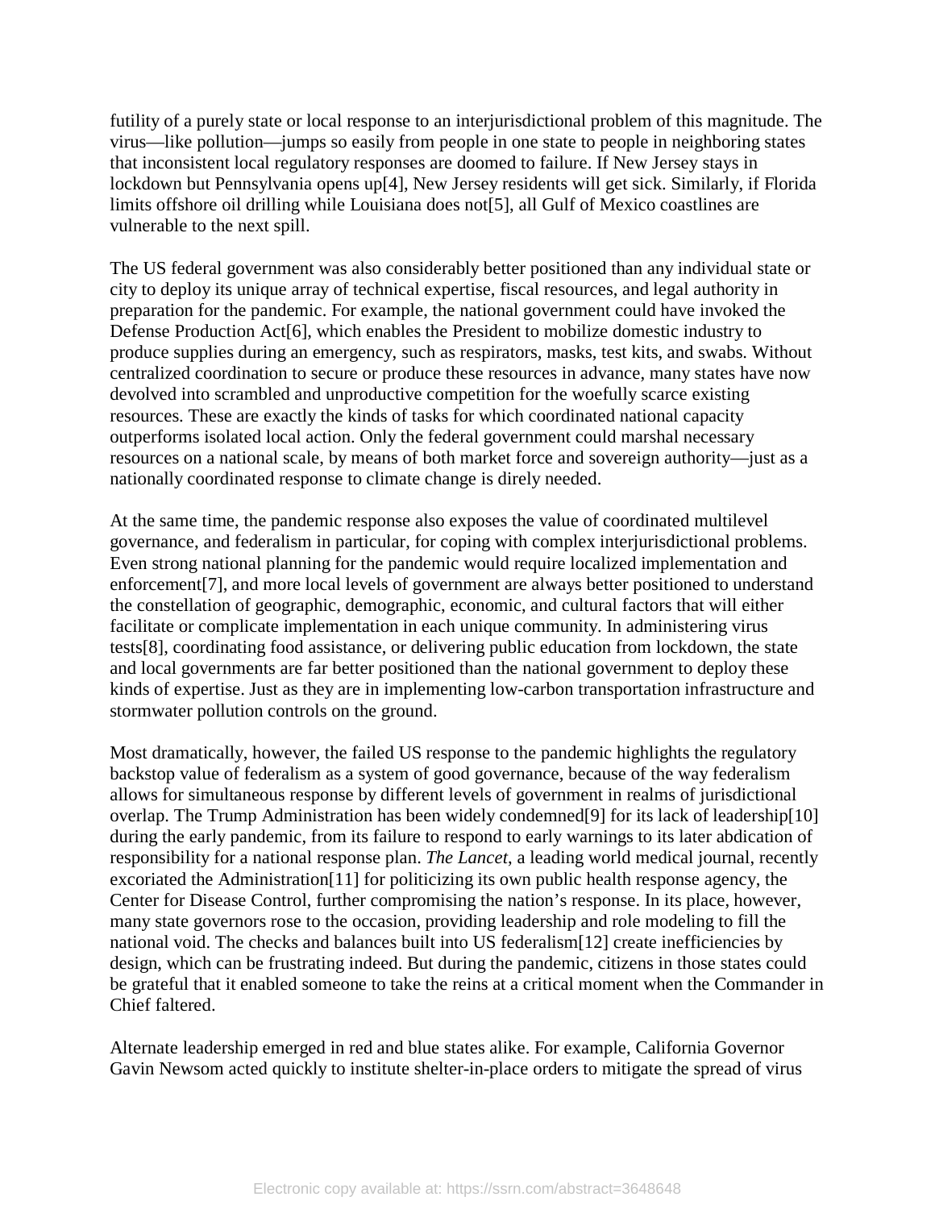futility of a purely state or local response to an interjurisdictional problem of this magnitude. The virus—like pollution—jumps so easily from people in one state to people in neighboring states that inconsistent local regulatory responses are doomed to failure. If New Jersey stays in lockdown but Pennsylvania opens up[4], New Jersey residents will get sick. Similarly, if Florida limits offshore oil drilling while Louisiana does not[5], all Gulf of Mexico coastlines are vulnerable to the next spill.

The US federal government was also considerably better positioned than any individual state or city to deploy its unique array of technical expertise, fiscal resources, and legal authority in preparation for the pandemic. For example, the national government could have invoked the Defense Production Act[6], which enables the President to mobilize domestic industry to produce supplies during an emergency, such as respirators, masks, test kits, and swabs. Without centralized coordination to secure or produce these resources in advance, many states have now devolved into scrambled and unproductive competition for the woefully scarce existing resources. These are exactly the kinds of tasks for which coordinated national capacity outperforms isolated local action. Only the federal government could marshal necessary resources on a national scale, by means of both market force and sovereign authority—just as a nationally coordinated response to climate change is direly needed.

At the same time, the pandemic response also exposes the value of coordinated multilevel governance, and federalism in particular, for coping with complex interjurisdictional problems. Even strong national planning for the pandemic would require localized implementation and enforcement[7], and more local levels of government are always better positioned to understand the constellation of geographic, demographic, economic, and cultural factors that will either facilitate or complicate implementation in each unique community. In administering virus tests[8], coordinating food assistance, or delivering public education from lockdown, the state and local governments are far better positioned than the national government to deploy these kinds of expertise. Just as they are in implementing low-carbon transportation infrastructure and stormwater pollution controls on the ground.

Most dramatically, however, the failed US response to the pandemic highlights the regulatory backstop value of federalism as a system of good governance, because of the way federalism allows for simultaneous response by different levels of government in realms of jurisdictional overlap. The Trump Administration has been widely condemned[9] for its lack of leadership[10] during the early pandemic, from its failure to respond to early warnings to its later abdication of responsibility for a national response plan. *The Lancet*, a leading world medical journal, recently excoriated the Administration[11] for politicizing its own public health response agency, the Center for Disease Control, further compromising the nation's response. In its place, however, many state governors rose to the occasion, providing leadership and role modeling to fill the national void. The checks and balances built into US federalism[12] create inefficiencies by design, which can be frustrating indeed. But during the pandemic, citizens in those states could be grateful that it enabled someone to take the reins at a critical moment when the Commander in Chief faltered.

Alternate leadership emerged in red and blue states alike. For example, California Governor Gavin Newsom acted quickly to institute shelter-in-place orders to mitigate the spread of virus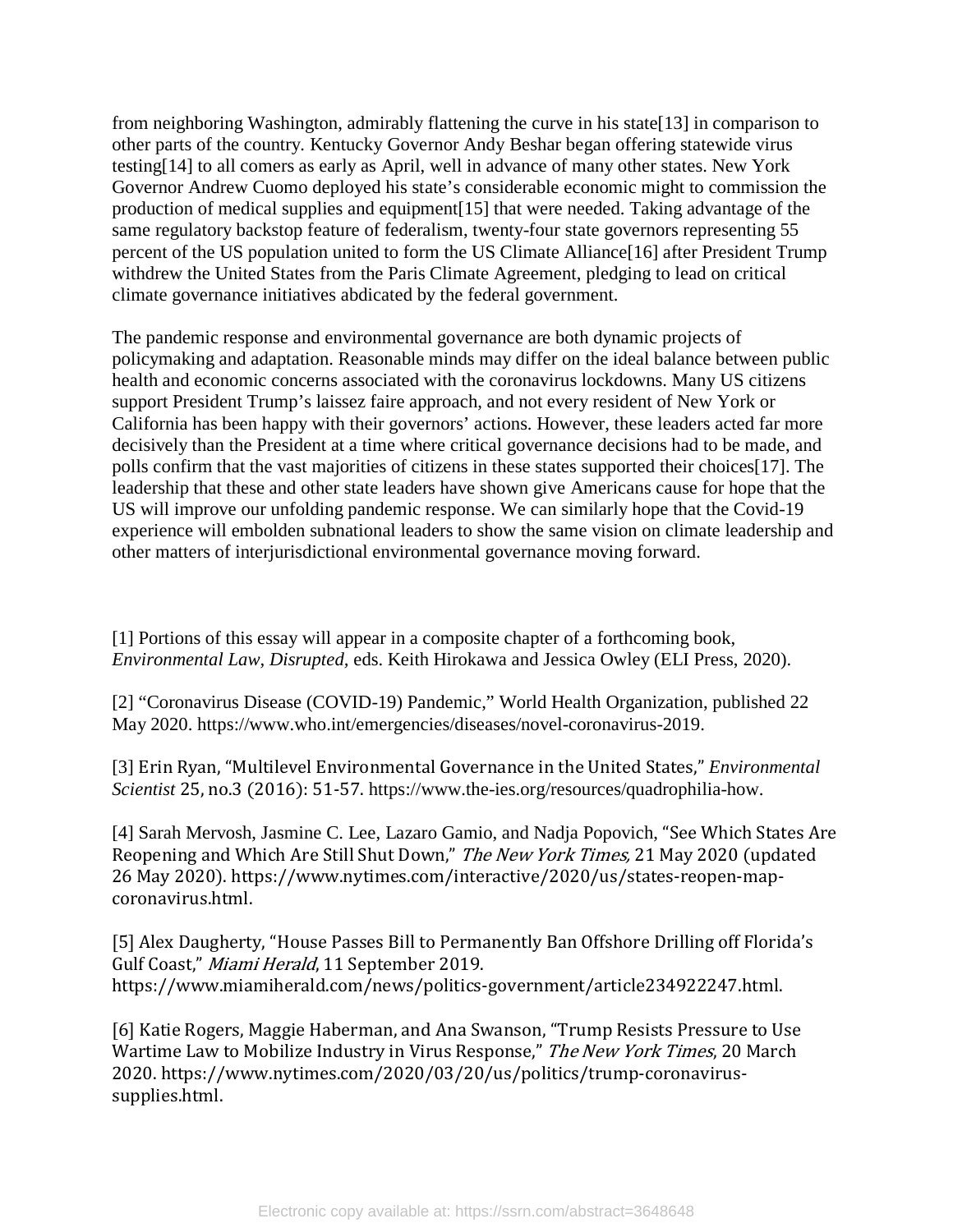from neighboring Washington, admirably flattening the curve in his state[13] in comparison to other parts of the country. Kentucky Governor Andy Beshar began offering statewide virus testing[14] to all comers as early as April, well in advance of many other states. New York Governor Andrew Cuomo deployed his state's considerable economic might to commission the production of medical supplies and equipment[15] that were needed. Taking advantage of the same regulatory backstop feature of federalism, twenty-four state governors representing 55 percent of the US population united to form the US Climate Alliance[16] after President Trump withdrew the United States from the Paris Climate Agreement, pledging to lead on critical climate governance initiatives abdicated by the federal government.

The pandemic response and environmental governance are both dynamic projects of policymaking and adaptation. Reasonable minds may differ on the ideal balance between public health and economic concerns associated with the coronavirus lockdowns. Many US citizens support President Trump's laissez faire approach, and not every resident of New York or California has been happy with their governors' actions. However, these leaders acted far more decisively than the President at a time where critical governance decisions had to be made, and polls confirm that the vast majorities of citizens in these states supported their choices[17]. The leadership that these and other state leaders have shown give Americans cause for hope that the US will improve our unfolding pandemic response. We can similarly hope that the Covid-19 experience will embolden subnational leaders to show the same vision on climate leadership and other matters of interjurisdictional environmental governance moving forward.

[1] Portions of this essay will appear in a composite chapter of a forthcoming book, *Environmental Law, Disrupted*, eds. Keith Hirokawa and Jessica Owley (ELI Press, 2020).

[2] "Coronavirus Disease (COVID-19) Pandemic," World Health Organization, published 22 May 2020. https://www.who.int/emergencies/diseases/novel-coronavirus-2019.

[3] Erin Ryan, "Multilevel Environmental Governance in the United States," *Environmental Scientist* 25, no.3 (2016): 51-57. https://www.the-ies.org/resources/quadrophilia-how.

[4] Sarah Mervosh, Jasmine C. Lee, Lazaro Gamio, and Nadja Popovich, "See Which States Are Reopening and Which Are Still Shut Down," *The New York Times*, 21 May 2020 (updated 26 May 2020). https://www.nytimes.com/interactive/2020/us/states-reopen-map-coronavirus.html.

[5] Alex Daugherty, "House Passes Bill to Permanently Ban Offshore Drilling off Florida's Gulf Coast," *Miami Herald*, 11 September 2019. https://www.miamiherald.com/news/politics-government/article234922247.html.

[6] Katie Rogers, Maggie Haberman, and Ana Swanson, "Trump Resists Pressure to Use Wartime Law to Mobilize Industry in Virus Response," *The New York Times*, 20 March 2020. https://www.nytimes.com/2020/03/20/us/politics/trump-coronavirus-supplies.html.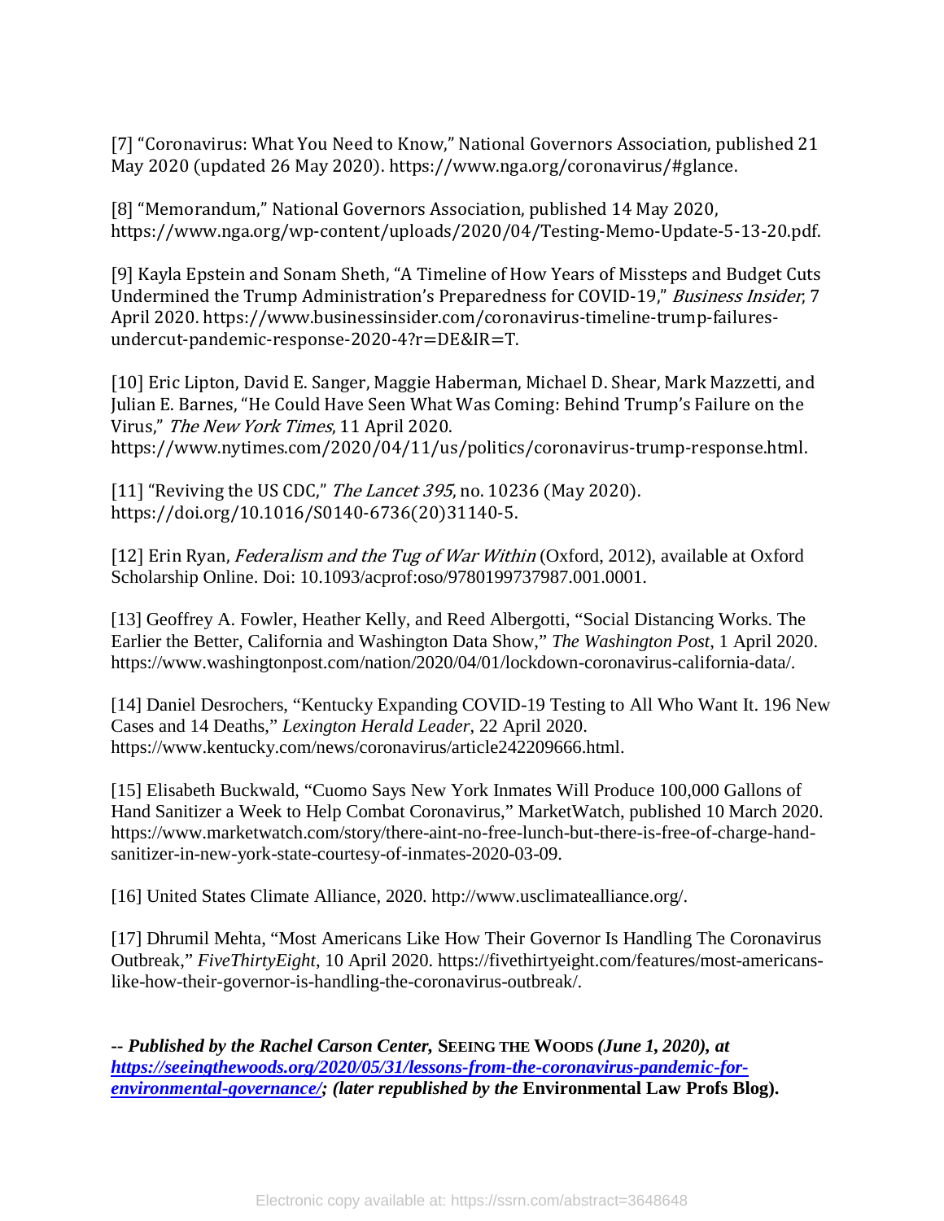[7] "Coronavirus: What You Need to Know," National Governors Association, published 21 May 2020 (updated 26 May 2020). https://www.nga.org/coronavirus/#glance.

[8] "Memorandum," National Governors Association, published 14 May 2020, https://www.nga.org/wp-content/uploads/2020/04/Testing-Memo-Update-5-13-20.pdf.

[9] Kayla Epstein and Sonam Sheth, "A Timeline of How Years of Missteps and Budget Cuts Undermined the Trump Administration's Preparedness for COVID-19," *Business Insider*, 7 April 2020. https://www.businessinsider.com/coronavirus-timeline-trump-failures-undercut-pandemic-response-2020-4?r=DE&IR=T.

[10] Eric Lipton, David E. Sanger, Maggie Haberman, Michael D. Shear, Mark Mazzetti, and Julian E. Barnes, "He Could Have Seen What Was Coming: Behind Trump's Failure on the Virus," *The New York Times*, 11 April 2020. https://www.nytimes.com/2020/04/11/us/politics/coronavirus-trump-response.html.

[11] "Reviving the US CDC," *The Lancet 395*, no. 10236 (May 2020). https://doi.org/10.1016/S0140-6736(20)31140-5.

[12] Erin Ryan, *Federalism and the Tug of War Within* (Oxford, 2012), available at Oxford Scholarship Online. Doi: 10.1093/acprof:oso/9780199737987.001.0001.

[13] Geoffrey A. Fowler, Heather Kelly, and Reed Albergotti, "Social Distancing Works. The Earlier the Better, California and Washington Data Show," *The Washington Post*, 1 April 2020. https://www.washingtonpost.com/nation/2020/04/01/lockdown-coronavirus-california-data/.

[14] Daniel Desrochers, "Kentucky Expanding COVID-19 Testing to All Who Want It. 196 New Cases and 14 Deaths," *Lexington Herald Leader*, 22 April 2020. https://www.kentucky.com/news/coronavirus/article242209666.html.

[15] Elisabeth Buckwald, "Cuomo Says New York Inmates Will Produce 100,000 Gallons of Hand Sanitizer a Week to Help Combat Coronavirus," MarketWatch, published 10 March 2020. https://www.marketwatch.com/story/there-aint-no-free-lunch-but-there-is-free-of-charge-hand-sanitizer-in-new-york-state-courtesy-of-inmates-2020-03-09.

[16] United States Climate Alliance, 2020. http://www.usclimatealliance.org/.

[17] Dhrumil Mehta, "Most Americans Like How Their Governor Is Handling The Coronavirus Outbreak," *FiveThirtyEight*, 10 April 2020. https://fivethirtyeight.com/features/most-americans-like-how-their-governor-is-handling-the-coronavirus-outbreak/.

***-- Published by the Rachel Carson Center,* SEEING THE WOODS *(June 1, 2020), at [https://seeingthewoods.org/2020/05/31/lessons-from-the-coronavirus-pandemic-for-environmental-governance/](https://seeingthewoods.org/2020/05/31/lessons-from-the-coronavirus-pandemic-for-environmental-governance/); (later republished by the* Environmental Law Profs Blog).**